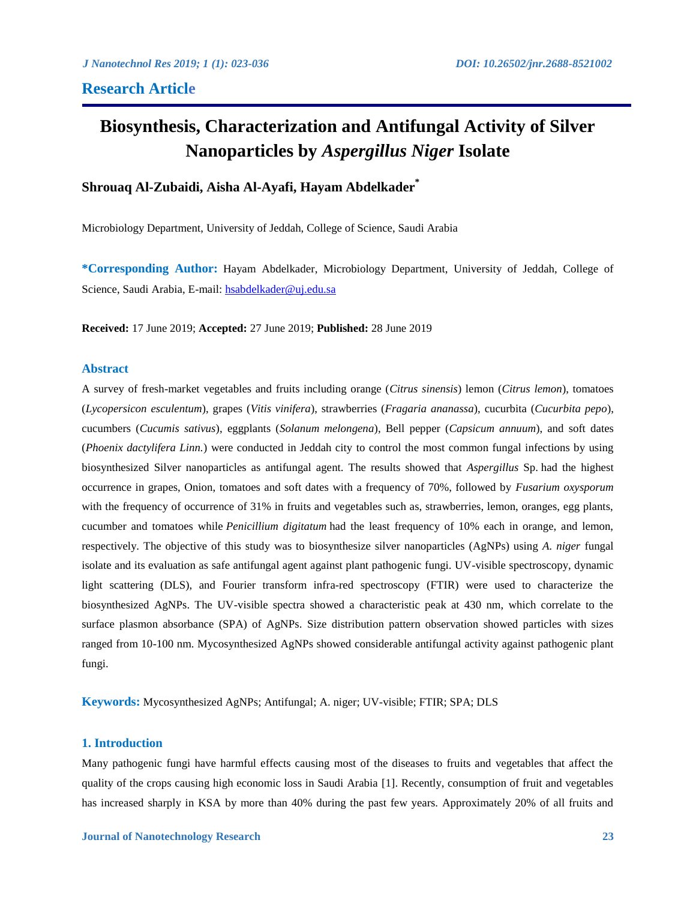## Research Article

# Biosynthesis, Characterization and Antifungal Activity of Silver Nanoparticles by *Aspergillus Niger* Isolate

**Shrouaq Al-Zubaidi, Aisha Al-Ayafi, Hayam Abdelkader[*]**

Microbiology Department, University of Jeddah, College of Science, Saudi Arabia

**\*Corresponding Author:** Hayam Abdelkader, Microbiology Department, University of Jeddah, College of Science, Saudi Arabia, E-mail: hsabdelkader@uj.edu.sa

**Received:** 17 June 2019; **Accepted:** 27 June 2019; **Published:** 28 June 2019

### Abstract

A survey of fresh-market vegetables and fruits including orange (*Citrus sinensis*) lemon (*Citrus lemon*), tomatoes (*Lycopersicon esculentum*), grapes (*Vitis vinifera*), strawberries (*Fragaria ananassa*), cucurbita (*Cucurbita pepo*), cucumbers (*Cucumis sativus*), eggplants (*Solanum melongena*), Bell pepper (*Capsicum annuum*), and soft dates (*Phoenix dactylifera Linn.*) were conducted in Jeddah city to control the most common fungal infections by using biosynthesized Silver nanoparticles as antifungal agent. The results showed that *Aspergillus* Sp. had the highest occurrence in grapes, Onion, tomatoes and soft dates with a frequency of 70%, followed by *Fusarium oxysporum* with the frequency of occurrence of 31% in fruits and vegetables such as, strawberries, lemon, oranges, egg plants, cucumber and tomatoes while *Penicillium digitatum* had the least frequency of 10% each in orange, and lemon, respectively. The objective of this study was to biosynthesize silver nanoparticles (AgNPs) using *A. niger* fungal isolate and its evaluation as safe antifungal agent against plant pathogenic fungi. UV-visible spectroscopy, dynamic light scattering (DLS), and Fourier transform infra-red spectroscopy (FTIR) were used to characterize the biosynthesized AgNPs. The UV-visible spectra showed a characteristic peak at 430 nm, which correlate to the surface plasmon absorbance (SPA) of AgNPs. Size distribution pattern observation showed particles with sizes ranged from 10-100 nm. Mycosynthesized AgNPs showed considerable antifungal activity against pathogenic plant fungi.

**Keywords:** Mycosynthesized AgNPs; Antifungal; A. niger; UV-visible; FTIR; SPA; DLS

### 1. Introduction

Many pathogenic fungi have harmful effects causing most of the diseases to fruits and vegetables that affect the quality of the crops causing high economic loss in Saudi Arabia [1]. Recently, consumption of fruit and vegetables has increased sharply in KSA by more than 40% during the past few years. Approximately 20% of all fruits and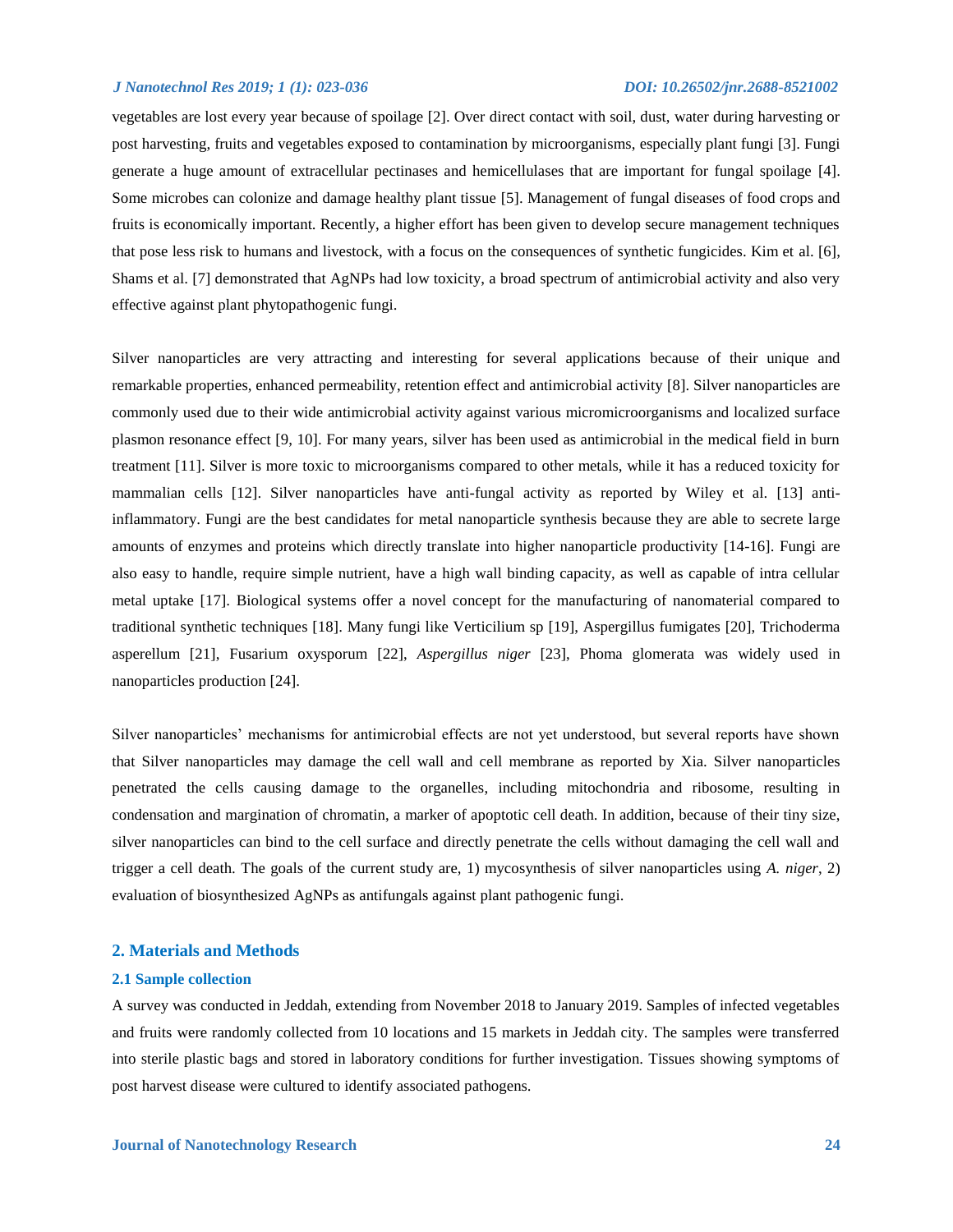vegetables are lost every year because of spoilage [2]. Over direct contact with soil, dust, water during harvesting or post harvesting, fruits and vegetables exposed to contamination by microorganisms, especially plant fungi [3]. Fungi generate a huge amount of extracellular pectinases and hemicellulases that are important for fungal spoilage [4]. Some microbes can colonize and damage healthy plant tissue [5]. Management of fungal diseases of food crops and fruits is economically important. Recently, a higher effort has been given to develop secure management techniques that pose less risk to humans and livestock, with a focus on the consequences of synthetic fungicides. Kim et al. [6], Shams et al. [7] demonstrated that AgNPs had low toxicity, a broad spectrum of antimicrobial activity and also very effective against plant phytopathogenic fungi.

Silver nanoparticles are very attracting and interesting for several applications because of their unique and remarkable properties, enhanced permeability, retention effect and antimicrobial activity [8]. Silver nanoparticles are commonly used due to their wide antimicrobial activity against various micromicroorganisms and localized surface plasmon resonance effect [9, 10]. For many years, silver has been used as antimicrobial in the medical field in burn treatment [11]. Silver is more toxic to microorganisms compared to other metals, while it has a reduced toxicity for mammalian cells [12]. Silver nanoparticles have anti-fungal activity as reported by Wiley et al. [13] anti-inflammatory. Fungi are the best candidates for metal nanoparticle synthesis because they are able to secrete large amounts of enzymes and proteins which directly translate into higher nanoparticle productivity [14-16]. Fungi are also easy to handle, require simple nutrient, have a high wall binding capacity, as well as capable of intra cellular metal uptake [17]. Biological systems offer a novel concept for the manufacturing of nanomaterial compared to traditional synthetic techniques [18]. Many fungi like Verticilium sp [19], Aspergillus fumigates [20], Trichoderma asperellum [21], Fusarium oxysporum [22], *Aspergillus niger* [23], Phoma glomerata was widely used in nanoparticles production [24].

Silver nanoparticles' mechanisms for antimicrobial effects are not yet understood, but several reports have shown that Silver nanoparticles may damage the cell wall and cell membrane as reported by Xia. Silver nanoparticles penetrated the cells causing damage to the organelles, including mitochondria and ribosome, resulting in condensation and margination of chromatin, a marker of apoptotic cell death. In addition, because of their tiny size, silver nanoparticles can bind to the cell surface and directly penetrate the cells without damaging the cell wall and trigger a cell death. The goals of the current study are, 1) mycosynthesis of silver nanoparticles using *A. niger*, 2) evaluation of biosynthesized AgNPs as antifungals against plant pathogenic fungi.

## 2. Materials and Methods

### 2.1 Sample collection

A survey was conducted in Jeddah, extending from November 2018 to January 2019. Samples of infected vegetables and fruits were randomly collected from 10 locations and 15 markets in Jeddah city. The samples were transferred into sterile plastic bags and stored in laboratory conditions for further investigation. Tissues showing symptoms of post harvest disease were cultured to identify associated pathogens.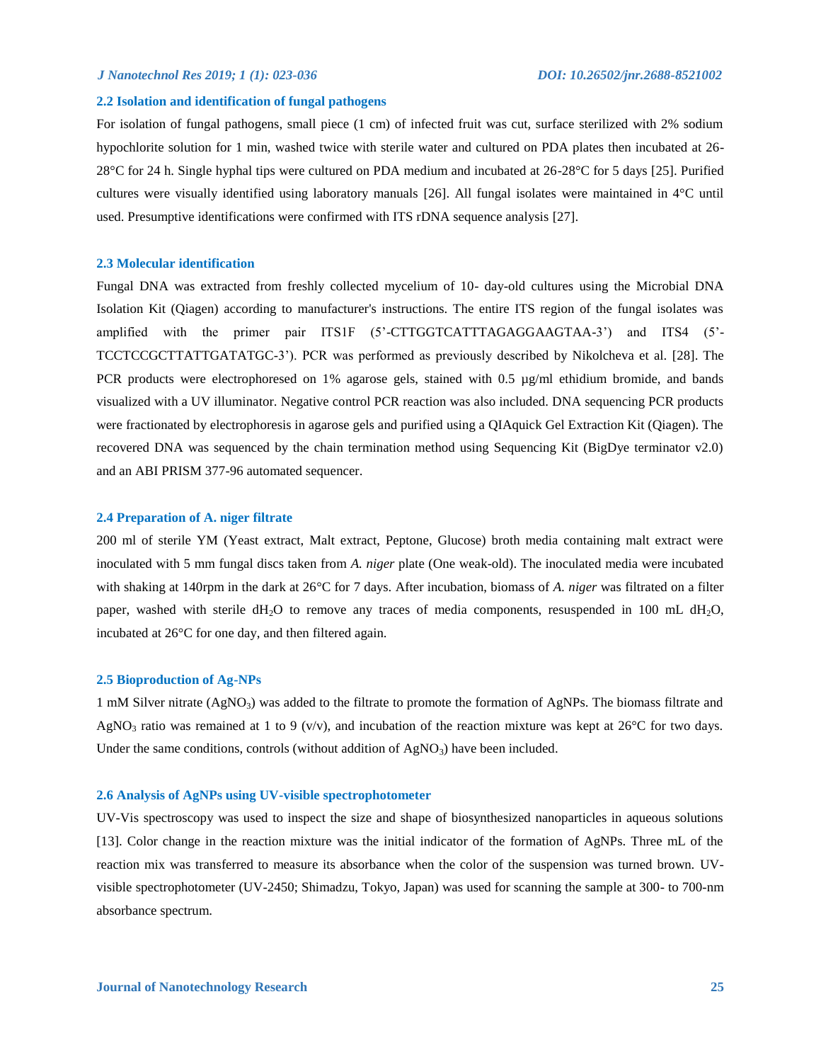### 2.2 Isolation and identification of fungal pathogens

For isolation of fungal pathogens, small piece (1 cm) of infected fruit was cut, surface sterilized with 2% sodium hypochlorite solution for 1 min, washed twice with sterile water and cultured on PDA plates then incubated at 26-28°C for 24 h. Single hyphal tips were cultured on PDA medium and incubated at 26-28°C for 5 days [25]. Purified cultures were visually identified using laboratory manuals [26]. All fungal isolates were maintained in 4°C until used. Presumptive identifications were confirmed with ITS rDNA sequence analysis [27].

### 2.3 Molecular identification

Fungal DNA was extracted from freshly collected mycelium of 10- day-old cultures using the Microbial DNA Isolation Kit (Qiagen) according to manufacturer's instructions. The entire ITS region of the fungal isolates was amplified with the primer pair ITS1F (5'-CTTGGTCATTTAGAGGAAGTAA-3') and ITS4 (5'-TCCTCCGCTTATTGATATGC-3'). PCR was performed as previously described by Nikolcheva et al. [28]. The PCR products were electrophoresed on 1% agarose gels, stained with 0.5 µg/ml ethidium bromide, and bands visualized with a UV illuminator. Negative control PCR reaction was also included. DNA sequencing PCR products were fractionated by electrophoresis in agarose gels and purified using a QIAquick Gel Extraction Kit (Qiagen). The recovered DNA was sequenced by the chain termination method using Sequencing Kit (BigDye terminator v2.0) and an ABI PRISM 377-96 automated sequencer.

### 2.4 Preparation of A. niger filtrate

200 ml of sterile YM (Yeast extract, Malt extract, Peptone, Glucose) broth media containing malt extract were inoculated with 5 mm fungal discs taken from *A. niger* plate (One weak-old). The inoculated media were incubated with shaking at 140rpm in the dark at 26°C for 7 days. After incubation, biomass of *A. niger* was filtrated on a filter paper, washed with sterile $dH_2O$ to remove any traces of media components, resuspended in 100 mL $dH_2O$, incubated at 26°C for one day, and then filtered again.

### 2.5 Bioproduction of Ag-NPs

1 mM Silver nitrate ($AgNO_3$) was added to the filtrate to promote the formation of AgNPs. The biomass filtrate and $AgNO_3$ ratio was remained at 1 to 9 (v/v), and incubation of the reaction mixture was kept at 26°C for two days. Under the same conditions, controls (without addition of $AgNO_3$) have been included.

### 2.6 Analysis of AgNPs using UV-visible spectrophotometer

UV-Vis spectroscopy was used to inspect the size and shape of biosynthesized nanoparticles in aqueous solutions [13]. Color change in the reaction mixture was the initial indicator of the formation of AgNPs. Three mL of the reaction mix was transferred to measure its absorbance when the color of the suspension was turned brown. UV-visible spectrophotometer (UV-2450; Shimadzu, Tokyo, Japan) was used for scanning the sample at 300- to 700-nm absorbance spectrum.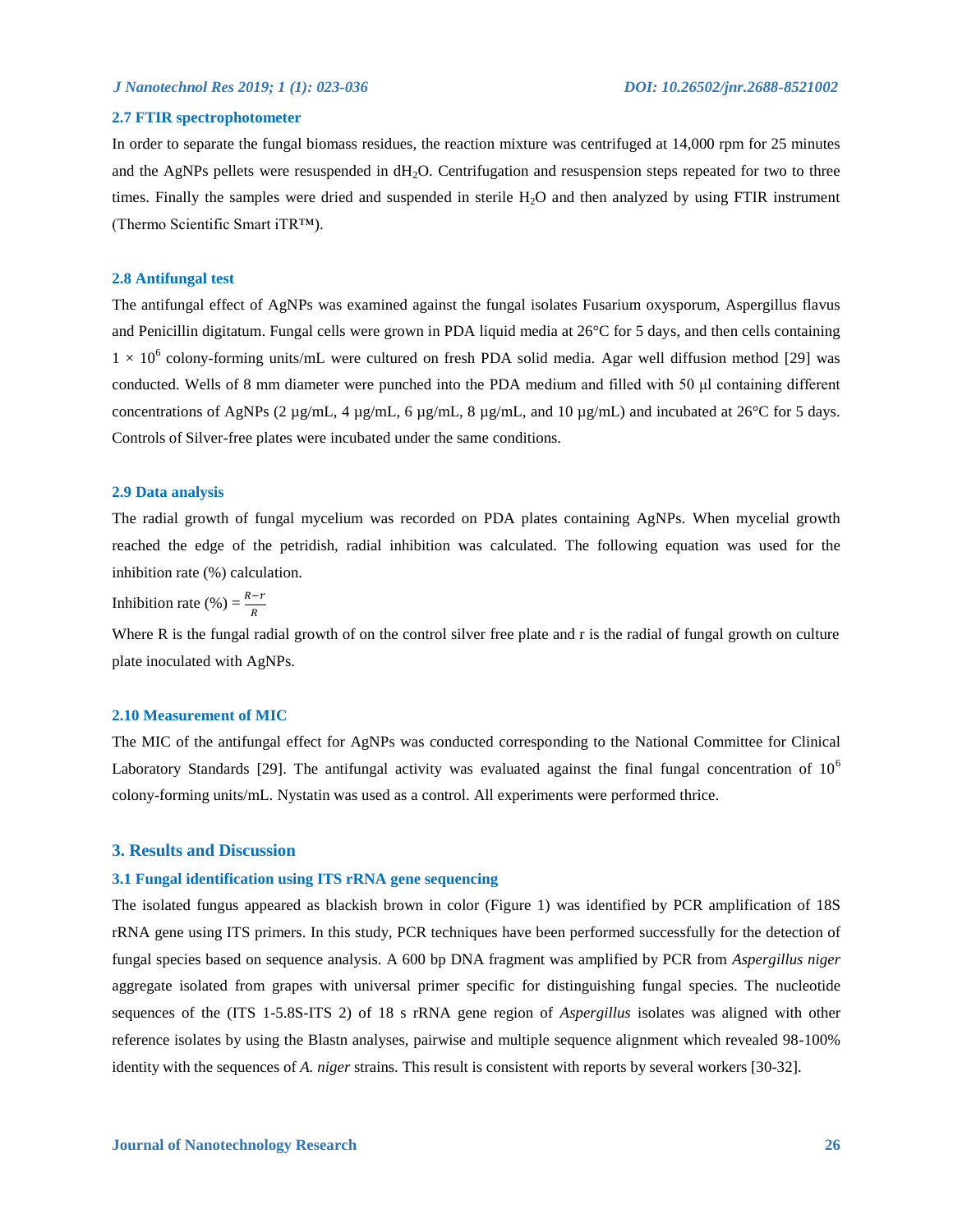### 2.7 FTIR spectrophotometer

In order to separate the fungal biomass residues, the reaction mixture was centrifuged at 14,000 rpm for 25 minutes and the AgNPs pellets were resuspended in $dH_2O$. Centrifugation and resuspension steps repeated for two to three times. Finally the samples were dried and suspended in sterile $H_2O$ and then analyzed by using FTIR instrument (Thermo Scientific Smart iTR™).

### 2.8 Antifungal test

The antifungal effect of AgNPs was examined against the fungal isolates Fusarium oxysporum, Aspergillus flavus and Penicillin digitatum. Fungal cells were grown in PDA liquid media at 26°C for 5 days, and then cells containing $1 \times 10^6$ colony-forming units/mL were cultured on fresh PDA solid media. Agar well diffusion method [29] was conducted. Wells of 8 mm diameter were punched into the PDA medium and filled with 50 μl containing different concentrations of AgNPs (2 μg/mL, 4 μg/mL, 6 μg/mL, 8 μg/mL, and 10 μg/mL) and incubated at 26°C for 5 days. Controls of Silver-free plates were incubated under the same conditions.

### 2.9 Data analysis

The radial growth of fungal mycelium was recorded on PDA plates containing AgNPs. When mycelial growth reached the edge of the petridish, radial inhibition was calculated. The following equation was used for the inhibition rate (%) calculation.

Inhibition rate (%) = $\frac{R-r}{R}$

Where R is the fungal radial growth of on the control silver free plate and r is the radial of fungal growth on culture plate inoculated with AgNPs.

### 2.10 Measurement of MIC

The MIC of the antifungal effect for AgNPs was conducted corresponding to the National Committee for Clinical Laboratory Standards [29]. The antifungal activity was evaluated against the final fungal concentration of $10^6$ colony-forming units/mL. Nystatin was used as a control. All experiments were performed thrice.

## 3. Results and Discussion

### 3.1 Fungal identification using ITS rRNA gene sequencing

The isolated fungus appeared as blackish brown in color (Figure 1) was identified by PCR amplification of 18S rRNA gene using ITS primers. In this study, PCR techniques have been performed successfully for the detection of fungal species based on sequence analysis. A 600 bp DNA fragment was amplified by PCR from *Aspergillus niger* aggregate isolated from grapes with universal primer specific for distinguishing fungal species. The nucleotide sequences of the (ITS 1-5.8S-ITS 2) of 18 s rRNA gene region of *Aspergillus* isolates was aligned with other reference isolates by using the Blastn analyses, pairwise and multiple sequence alignment which revealed 98-100% identity with the sequences of *A. niger* strains. This result is consistent with reports by several workers [30-32].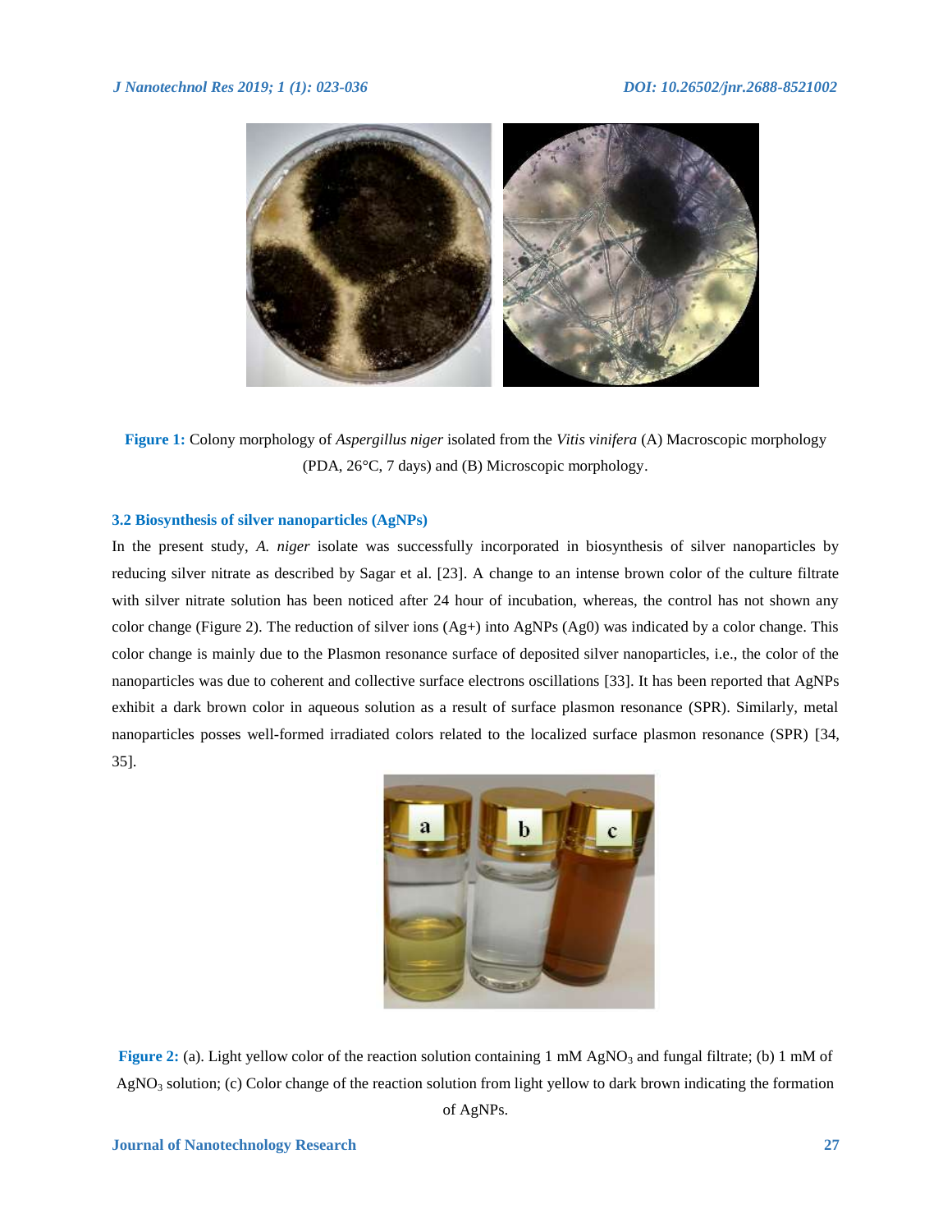**Figure 1:** Colony morphology of *Aspergillus niger* isolated from the *Vitis vinifera* (A) Macroscopic morphology (PDA, 26°C, 7 days) and (B) Microscopic morphology.

### 3.2 Biosynthesis of silver nanoparticles (AgNPs)

In the present study, *A. niger* isolate was successfully incorporated in biosynthesis of silver nanoparticles by reducing silver nitrate as described by Sagar et al. [23]. A change to an intense brown color of the culture filtrate with silver nitrate solution has been noticed after 24 hour of incubation, whereas, the control has not shown any color change (Figure 2). The reduction of silver ions (Ag+) into AgNPs (Ag0) was indicated by a color change. This color change is mainly due to the Plasmon resonance surface of deposited silver nanoparticles, i.e., the color of the nanoparticles was due to coherent and collective surface electrons oscillations [33]. It has been reported that AgNPs exhibit a dark brown color in aqueous solution as a result of surface plasmon resonance (SPR). Similarly, metal nanoparticles posses well-formed irradiated colors related to the localized surface plasmon resonance (SPR) [34, 35].

**Figure 2:** (a). Light yellow color of the reaction solution containing 1 mM $AgNO_3$ and fungal filtrate; (b) 1 mM of $AgNO_3$ solution; (c) Color change of the reaction solution from light yellow to dark brown indicating the formation of AgNPs.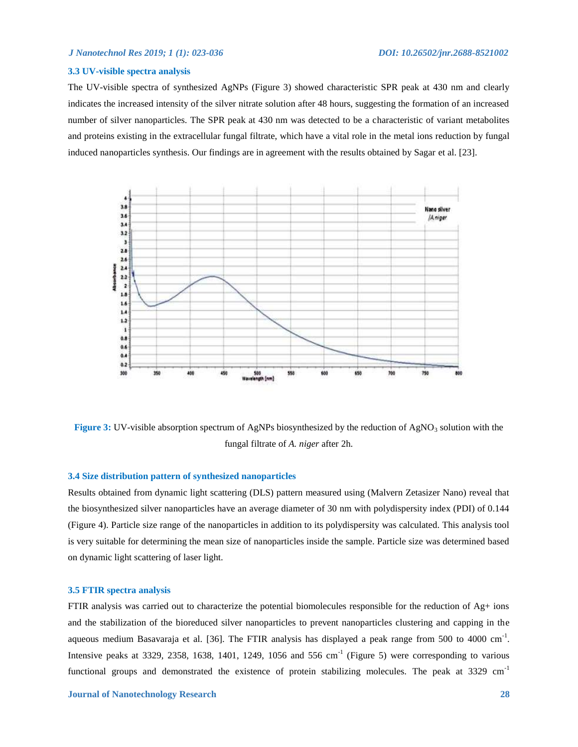### 3.3 UV-visible spectra analysis

The UV-visible spectra of synthesized AgNPs (Figure 3) showed characteristic SPR peak at 430 nm and clearly indicates the increased intensity of the silver nitrate solution after 48 hours, suggesting the formation of an increased number of silver nanoparticles. The SPR peak at 430 nm was detected to be a characteristic of variant metabolites and proteins existing in the extracellular fungal filtrate, which have a vital role in the metal ions reduction by fungal induced nanoparticles synthesis. Our findings are in agreement with the results obtained by Sagar et al. [23].

**Figure 3:** UV-visible absorption spectrum of AgNPs biosynthesized by the reduction of $AgNO_3$ solution with the fungal filtrate of *A. niger* after 2h.

### 3.4 Size distribution pattern of synthesized nanoparticles

Results obtained from dynamic light scattering (DLS) pattern measured using (Malvern Zetasizer Nano) reveal that the biosynthesized silver nanoparticles have an average diameter of 30 nm with polydispersity index (PDI) of 0.144 (Figure 4). Particle size range of the nanoparticles in addition to its polydispersity was calculated. This analysis tool is very suitable for determining the mean size of nanoparticles inside the sample. Particle size was determined based on dynamic light scattering of laser light.

### 3.5 FTIR spectra analysis

FTIR analysis was carried out to characterize the potential biomolecules responsible for the reduction of $Ag^+$ ions and the stabilization of the bioreduced silver nanoparticles to prevent nanoparticles clustering and capping in the aqueous medium Basavaraja et al. [36]. The FTIR analysis has displayed a peak range from 500 to 4000 $cm^{-1}$. Intensive peaks at 3329, 2358, 1638, 1401, 1249, 1056 and 556 $cm^{-1}$ (Figure 5) were corresponding to various functional groups and demonstrated the existence of protein stabilizing molecules. The peak at 3329 $cm^{-1}$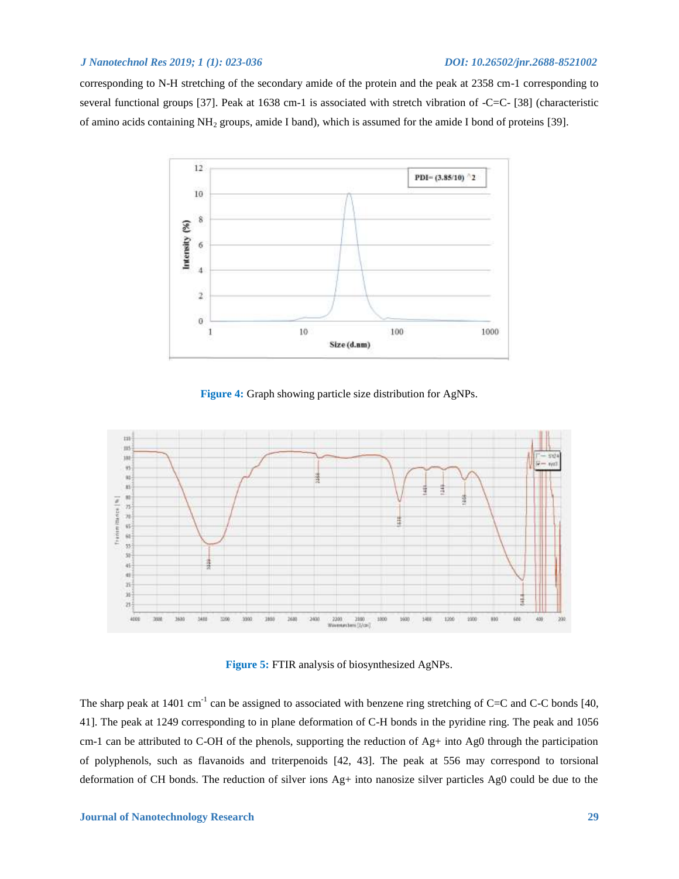corresponding to N-H stretching of the secondary amide of the protein and the peak at 2358 cm-1 corresponding to several functional groups [37]. Peak at 1638 cm-1 is associated with stretch vibration of -C=C- [38] (characteristic of amino acids containing $NH_2$ groups, amide I band), which is assumed for the amide I bond of proteins [39].

**Figure 4:** Graph showing particle size distribution for AgNPs.

**Figure 5:** FTIR analysis of biosynthesized AgNPs.

The sharp peak at 1401 $cm^{-1}$ can be assigned to associated with benzene ring stretching of C=C and C-C bonds [40, 41]. The peak at 1249 corresponding to in plane deformation of C-H bonds in the pyridine ring. The peak and 1056 cm-1 can be attributed to C-OH of the phenols, supporting the reduction of Ag+ into Ag0 through the participation of polyphenols, such as flavanoids and triterpenoids [42, 43]. The peak at 556 may correspond to torsional deformation of CH bonds. The reduction of silver ions Ag+ into nanosize silver particles Ag0 could be due to the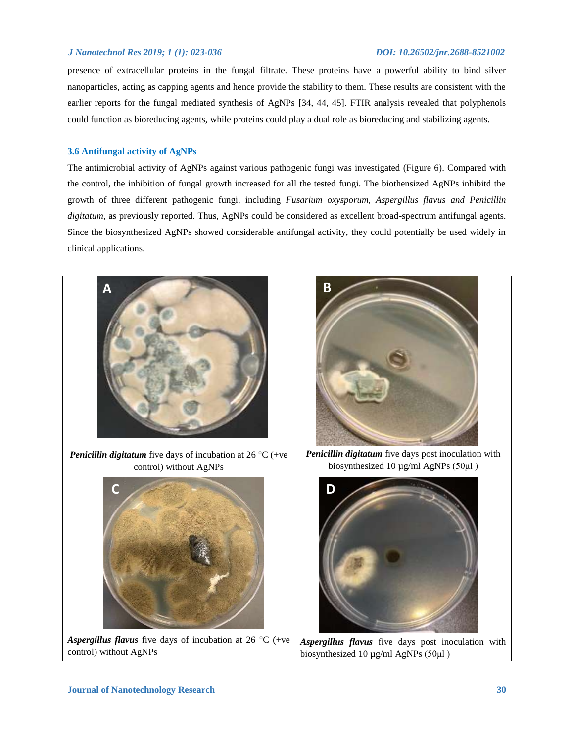presence of extracellular proteins in the fungal filtrate. These proteins have a powerful ability to bind silver nanoparticles, acting as capping agents and hence provide the stability to them. These results are consistent with the earlier reports for the fungal mediated synthesis of AgNPs [34, 44, 45]. FTIR analysis revealed that polyphenols could function as bioreducing agents, while proteins could play a dual role as bioreducing and stabilizing agents.

### 3.6 Antifungal activity of AgNPs

The antimicrobial activity of AgNPs against various pathogenic fungi was investigated (Figure 6). Compared with the control, the inhibition of fungal growth increased for all the tested fungi. The biothensized AgNPs inhibitd the growth of three different pathogenic fungi, including *Fusarium oxysporum, Aspergillus flavus and Penicillin digitatum*, as previously reported. Thus, AgNPs could be considered as excellent broad-spectrum antifungal agents. Since the biosynthesized AgNPs showed considerable antifungal activity, they could potentially be used widely in clinical applications.

| A | B |
|---|---|
| ***Penicillin digitatum*** five days of incubation at 26 °C (+ve control) without AgNPs | ***Penicillin digitatum*** five days post inoculation with biosynthesized 10 µg/ml AgNPs (50µl ) |
| **C** | **D** |
| ***Aspergillus flavus*** five days of incubation at 26 °C (+ve control) without AgNPs | ***Aspergillus flavus*** five days post inoculation with biosynthesized 10 µg/ml AgNPs (50µl ) |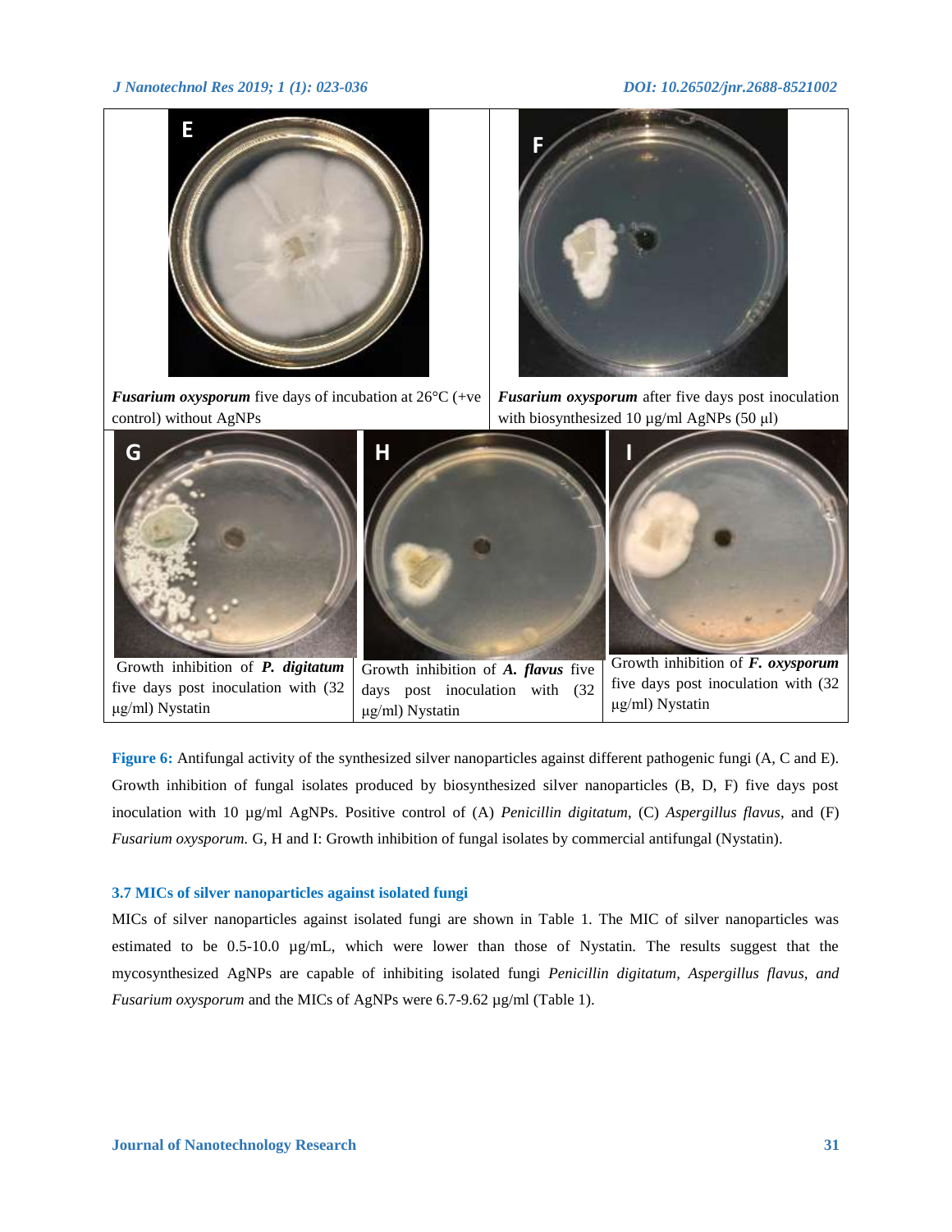| **E** | **F** |
|---|---|
| ***Fusarium oxysporum*** five days of incubation at 26°C (+ve control) without AgNPs | ***Fusarium oxysporum*** after five days post inoculation with biosynthesized 10 µg/ml AgNPs (50 µl) |

| **G** | **H** | **I** |
|---|---|---|
| Growth inhibition of ***P. digitatum*** five days post inoculation with (32 µg/ml) Nystatin | Growth inhibition of ***A. flavus*** five days post inoculation with (32 µg/ml) Nystatin | Growth inhibition of ***F. oxysporum*** five days post inoculation with (32 µg/ml) Nystatin |

**Figure 6:** Antifungal activity of the synthesized silver nanoparticles against different pathogenic fungi (A, C and E). Growth inhibition of fungal isolates produced by biosynthesized silver nanoparticles (B, D, F) five days post inoculation with 10 µg/ml AgNPs. Positive control of (A) *Penicillin digitatum*, (C) *Aspergillus flavus*, and (F) *Fusarium oxysporum.* G, H and I: Growth inhibition of fungal isolates by commercial antifungal (Nystatin).

### 3.7 MICs of silver nanoparticles against isolated fungi

MICs of silver nanoparticles against isolated fungi are shown in Table 1. The MIC of silver nanoparticles was estimated to be 0.5-10.0 µg/mL, which were lower than those of Nystatin. The results suggest that the mycosynthesized AgNPs are capable of inhibiting isolated fungi *Penicillin digitatum, Aspergillus flavus, and Fusarium oxysporum* and the MICs of AgNPs were 6.7-9.62 µg/ml (Table 1).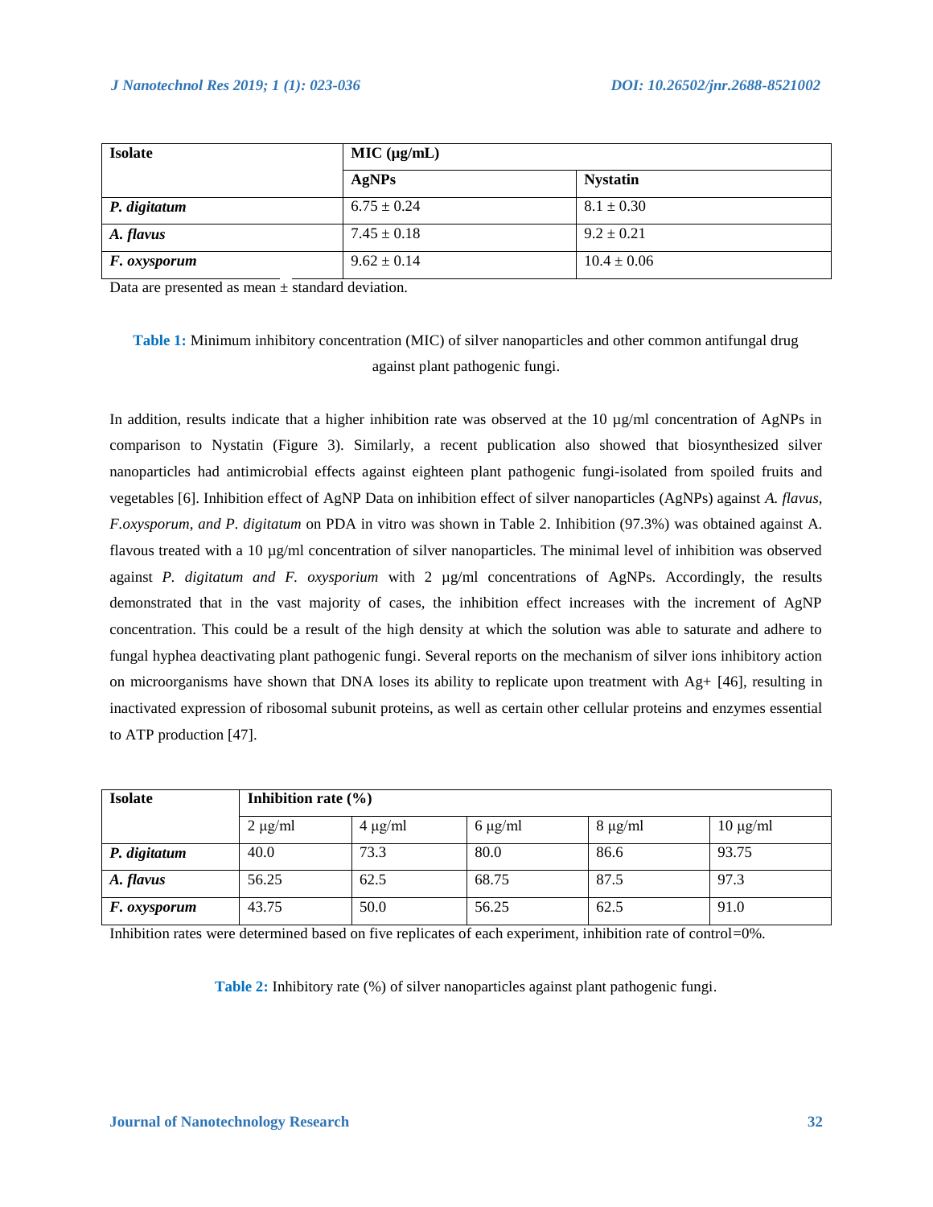| Isolate | MIC (µg/mL) | |
|---|---|---|
| | **AgNPs** | **Nystatin** |
| ***P. digitatum*** | 6.75 ± 0.24 | 8.1 ± 0.30 |
| ***A. flavus*** | 7.45 ± 0.18 | 9.2 ± 0.21 |
| ***F. oxysporum*** | 9.62 ± 0.14 | 10.4 ± 0.06 |

Data are presented as mean ± standard deviation.

**Table 1:** Minimum inhibitory concentration (MIC) of silver nanoparticles and other common antifungal drug against plant pathogenic fungi.

In addition, results indicate that a higher inhibition rate was observed at the 10 µg/ml concentration of AgNPs in comparison to Nystatin (Figure 3). Similarly, a recent publication also showed that biosynthesized silver nanoparticles had antimicrobial effects against eighteen plant pathogenic fungi-isolated from spoiled fruits and vegetables [6]. Inhibition effect of AgNP Data on inhibition effect of silver nanoparticles (AgNPs) against *A. flavus, F.oxysporum, and P. digitatum* on PDA in vitro was shown in Table 2. Inhibition (97.3%) was obtained against A. flavous treated with a 10 µg/ml concentration of silver nanoparticles. The minimal level of inhibition was observed against *P. digitatum and F. oxysporium* with 2 µg/ml concentrations of AgNPs. Accordingly, the results demonstrated that in the vast majority of cases, the inhibition effect increases with the increment of AgNP concentration. This could be a result of the high density at which the solution was able to saturate and adhere to fungal hyphea deactivating plant pathogenic fungi. Several reports on the mechanism of silver ions inhibitory action on microorganisms have shown that DNA loses its ability to replicate upon treatment with $Ag^+$ [46], resulting in inactivated expression of ribosomal subunit proteins, as well as certain other cellular proteins and enzymes essential to ATP production [47].

| Isolate | Inhibition rate (%) | | | | |
|---|---|---|---|---|---|
| | 2 µg/ml | 4 µg/ml | 6 µg/ml | 8 µg/ml | 10 µg/ml |
| ***P. digitatum*** | 40.0 | 73.3 | 80.0 | 86.6 | 93.75 |
| ***A. flavus*** | 56.25 | 62.5 | 68.75 | 87.5 | 97.3 |
| ***F. oxysporum*** | 43.75 | 50.0 | 56.25 | 62.5 | 91.0 |

Inhibition rates were determined based on five replicates of each experiment, inhibition rate of control=0%.

**Table 2:** Inhibitory rate (%) of silver nanoparticles against plant pathogenic fungi.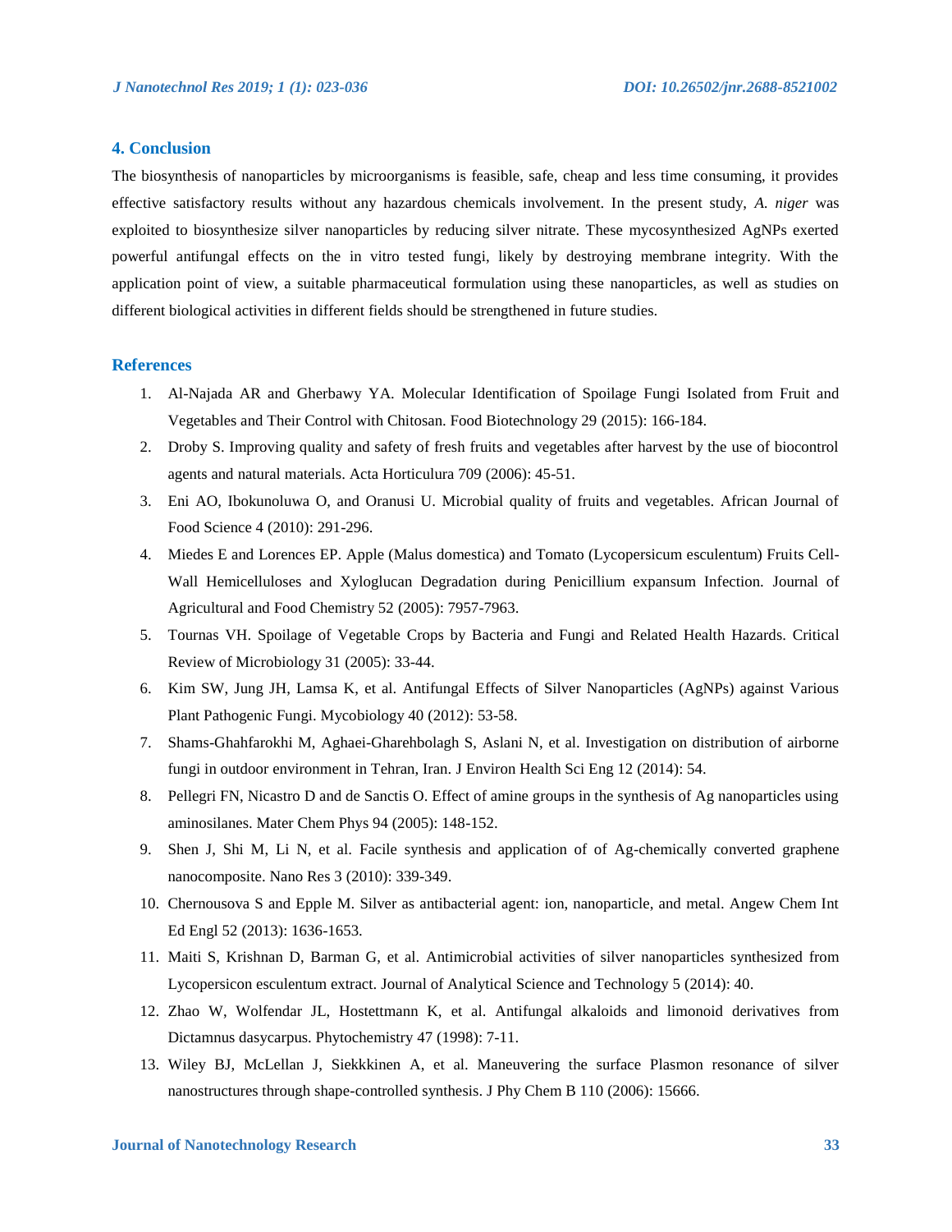## 4. Conclusion

The biosynthesis of nanoparticles by microorganisms is feasible, safe, cheap and less time consuming, it provides effective satisfactory results without any hazardous chemicals involvement. In the present study, *A. niger* was exploited to biosynthesize silver nanoparticles by reducing silver nitrate. These mycosynthesized AgNPs exerted powerful antifungal effects on the in vitro tested fungi, likely by destroying membrane integrity. With the application point of view, a suitable pharmaceutical formulation using these nanoparticles, as well as studies on different biological activities in different fields should be strengthened in future studies.

## References

1. Al-Najada AR and Gherbawy YA. Molecular Identification of Spoilage Fungi Isolated from Fruit and Vegetables and Their Control with Chitosan. Food Biotechnology 29 (2015): 166-184.
2. Droby S. Improving quality and safety of fresh fruits and vegetables after harvest by the use of biocontrol agents and natural materials. Acta Horticulura 709 (2006): 45-51.
3. Eni AO, Ibokunoluwa O, and Oranusi U. Microbial quality of fruits and vegetables. African Journal of Food Science 4 (2010): 291-296.
4. Miedes E and Lorences EP. Apple (Malus domestica) and Tomato (Lycopersicum esculentum) Fruits Cell-Wall Hemicelluloses and Xyloglucan Degradation during Penicillium expansum Infection. Journal of Agricultural and Food Chemistry 52 (2005): 7957-7963.
5. Tournas VH. Spoilage of Vegetable Crops by Bacteria and Fungi and Related Health Hazards. Critical Review of Microbiology 31 (2005): 33-44.
6. Kim SW, Jung JH, Lamsa K, et al. Antifungal Effects of Silver Nanoparticles (AgNPs) against Various Plant Pathogenic Fungi. Mycobiology 40 (2012): 53-58.
7. Shams-Ghahfarokhi M, Aghaei-Gharehbolagh S, Aslani N, et al. Investigation on distribution of airborne fungi in outdoor environment in Tehran, Iran. J Environ Health Sci Eng 12 (2014): 54.
8. Pellegri FN, Nicastro D and de Sanctis O. Effect of amine groups in the synthesis of Ag nanoparticles using aminosilanes. Mater Chem Phys 94 (2005): 148-152.
9. Shen J, Shi M, Li N, et al. Facile synthesis and application of of Ag-chemically converted graphene nanocomposite. Nano Res 3 (2010): 339-349.
10. Chernousova S and Epple M. Silver as antibacterial agent: ion, nanoparticle, and metal. Angew Chem Int Ed Engl 52 (2013): 1636-1653.
11. Maiti S, Krishnan D, Barman G, et al. Antimicrobial activities of silver nanoparticles synthesized from Lycopersicon esculentum extract. Journal of Analytical Science and Technology 5 (2014): 40.
12. Zhao W, Wolfendar JL, Hostettmann K, et al. Antifungal alkaloids and limonoid derivatives from Dictamnus dasycarpus. Phytochemistry 47 (1998): 7-11.
13. Wiley BJ, McLellan J, Siekkkinen A, et al. Maneuvering the surface Plasmon resonance of silver nanostructures through shape-controlled synthesis. J Phy Chem B 110 (2006): 15666.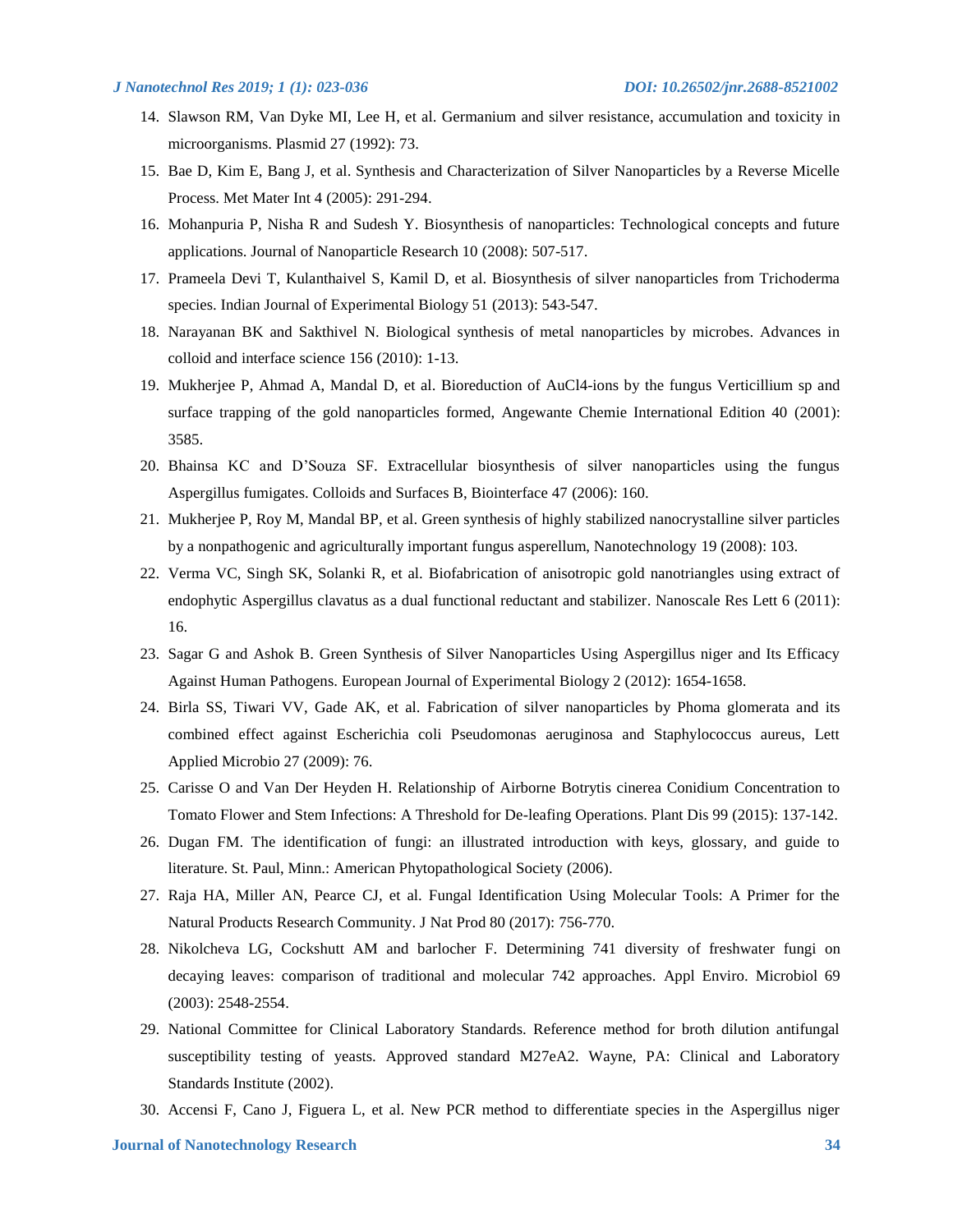14. Slawson RM, Van Dyke MI, Lee H, et al. Germanium and silver resistance, accumulation and toxicity in microorganisms. Plasmid 27 (1992): 73.
15. Bae D, Kim E, Bang J, et al. Synthesis and Characterization of Silver Nanoparticles by a Reverse Micelle Process. Met Mater Int 4 (2005): 291-294.
16. Mohanpuria P, Nisha R and Sudesh Y. Biosynthesis of nanoparticles: Technological concepts and future applications. Journal of Nanoparticle Research 10 (2008): 507-517.
17. Prameela Devi T, Kulanthaivel S, Kamil D, et al. Biosynthesis of silver nanoparticles from Trichoderma species. Indian Journal of Experimental Biology 51 (2013): 543-547.
18. Narayanan BK and Sakthivel N. Biological synthesis of metal nanoparticles by microbes. Advances in colloid and interface science 156 (2010): 1-13.
19. Mukherjee P, Ahmad A, Mandal D, et al. Bioreduction of AuCl4-ions by the fungus Verticillium sp and surface trapping of the gold nanoparticles formed, Angewante Chemie International Edition 40 (2001): 3585.
20. Bhainsa KC and D'Souza SF. Extracellular biosynthesis of silver nanoparticles using the fungus Aspergillus fumigates. Colloids and Surfaces B, Biointerface 47 (2006): 160.
21. Mukherjee P, Roy M, Mandal BP, et al. Green synthesis of highly stabilized nanocrystalline silver particles by a nonpathogenic and agriculturally important fungus asperellum, Nanotechnology 19 (2008): 103.
22. Verma VC, Singh SK, Solanki R, et al. Biofabrication of anisotropic gold nanotriangles using extract of endophytic Aspergillus clavatus as a dual functional reductant and stabilizer. Nanoscale Res Lett 6 (2011): 16.
23. Sagar G and Ashok B. Green Synthesis of Silver Nanoparticles Using Aspergillus niger and Its Efficacy Against Human Pathogens. European Journal of Experimental Biology 2 (2012): 1654-1658.
24. Birla SS, Tiwari VV, Gade AK, et al. Fabrication of silver nanoparticles by Phoma glomerata and its combined effect against Escherichia coli Pseudomonas aeruginosa and Staphylococcus aureus, Lett Applied Microbio 27 (2009): 76.
25. Carisse O and Van Der Heyden H. Relationship of Airborne Botrytis cinerea Conidium Concentration to Tomato Flower and Stem Infections: A Threshold for De-leafing Operations. Plant Dis 99 (2015): 137-142.
26. Dugan FM. The identification of fungi: an illustrated introduction with keys, glossary, and guide to literature. St. Paul, Minn.: American Phytopathological Society (2006).
27. Raja HA, Miller AN, Pearce CJ, et al. Fungal Identification Using Molecular Tools: A Primer for the Natural Products Research Community. J Nat Prod 80 (2017): 756-770.
28. Nikolcheva LG, Cockshutt AM and barlocher F. Determining 741 diversity of freshwater fungi on decaying leaves: comparison of traditional and molecular 742 approaches. Appl Enviro. Microbiol 69 (2003): 2548-2554.
29. National Committee for Clinical Laboratory Standards. Reference method for broth dilution antifungal susceptibility testing of yeasts. Approved standard M27eA2. Wayne, PA: Clinical and Laboratory Standards Institute (2002).
30. Accensi F, Cano J, Figuera L, et al. New PCR method to differentiate species in the Aspergillus niger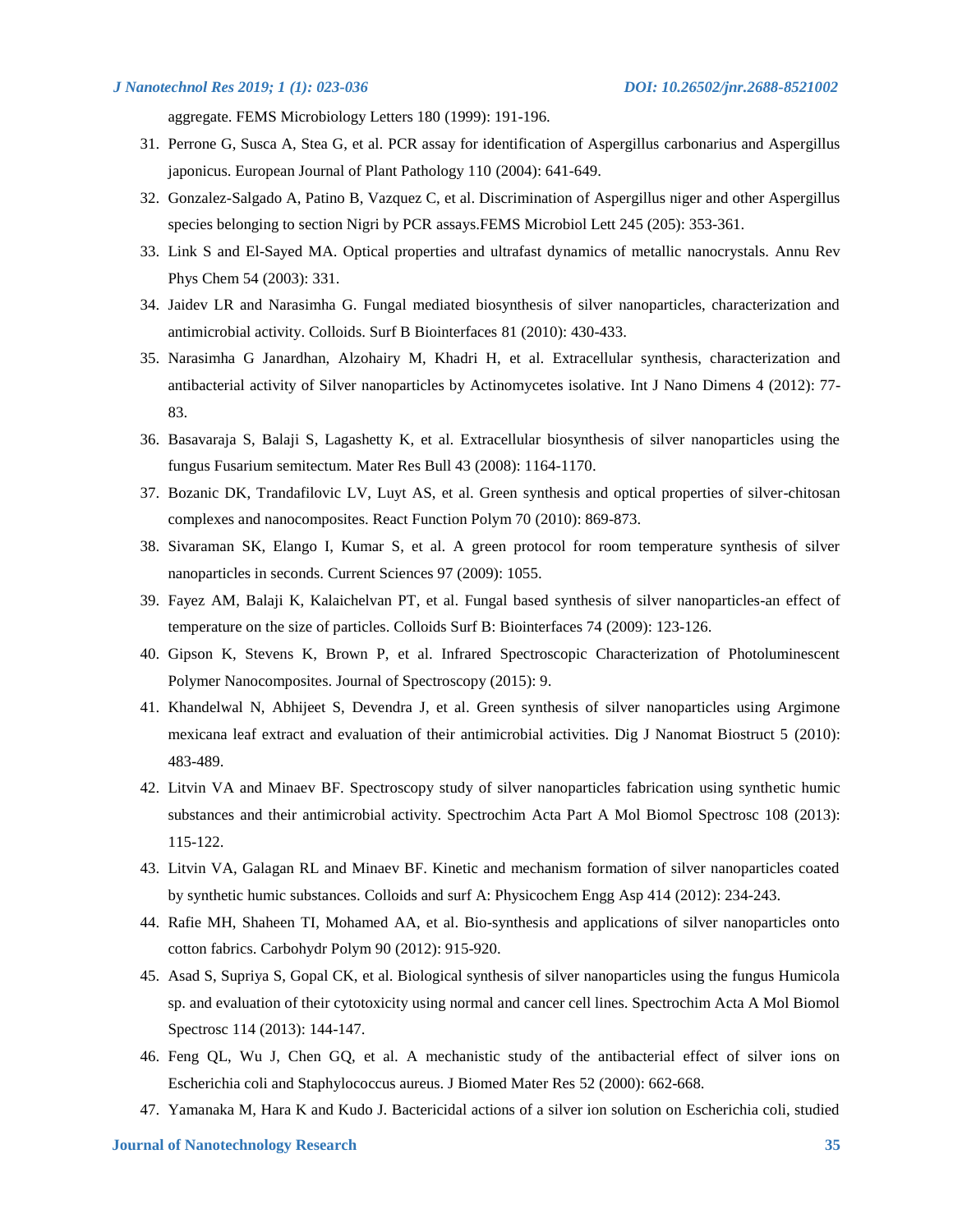aggregate. FEMS Microbiology Letters 180 (1999): 191-196.

31. Perrone G, Susca A, Stea G, et al. PCR assay for identification of Aspergillus carbonarius and Aspergillus japonicus. European Journal of Plant Pathology 110 (2004): 641-649.
32. Gonzalez-Salgado A, Patino B, Vazquez C, et al. Discrimination of Aspergillus niger and other Aspergillus species belonging to section Nigri by PCR assays.FEMS Microbiol Lett 245 (205): 353-361.
33. Link S and El-Sayed MA. Optical properties and ultrafast dynamics of metallic nanocrystals. Annu Rev Phys Chem 54 (2003): 331.
34. Jaidev LR and Narasimha G. Fungal mediated biosynthesis of silver nanoparticles, characterization and antimicrobial activity. Colloids. Surf B Biointerfaces 81 (2010): 430-433.
35. Narasimha G Janardhan, Alzohairy M, Khadri H, et al. Extracellular synthesis, characterization and antibacterial activity of Silver nanoparticles by Actinomycetes isolative. Int J Nano Dimens 4 (2012): 77-83.
36. Basavaraja S, Balaji S, Lagashetty K, et al. Extracellular biosynthesis of silver nanoparticles using the fungus Fusarium semitectum. Mater Res Bull 43 (2008): 1164-1170.
37. Bozanic DK, Trandafilovic LV, Luyt AS, et al. Green synthesis and optical properties of silver-chitosan complexes and nanocomposites. React Function Polym 70 (2010): 869-873.
38. Sivaraman SK, Elango I, Kumar S, et al. A green protocol for room temperature synthesis of silver nanoparticles in seconds. Current Sciences 97 (2009): 1055.
39. Fayez AM, Balaji K, Kalaichelvan PT, et al. Fungal based synthesis of silver nanoparticles-an effect of temperature on the size of particles. Colloids Surf B: Biointerfaces 74 (2009): 123-126.
40. Gipson K, Stevens K, Brown P, et al. Infrared Spectroscopic Characterization of Photoluminescent Polymer Nanocomposites. Journal of Spectroscopy (2015): 9.
41. Khandelwal N, Abhijeet S, Devendra J, et al. Green synthesis of silver nanoparticles using Argimone mexicana leaf extract and evaluation of their antimicrobial activities. Dig J Nanomat Biostruct 5 (2010): 483-489.
42. Litvin VA and Minaev BF. Spectroscopy study of silver nanoparticles fabrication using synthetic humic substances and their antimicrobial activity. Spectrochim Acta Part A Mol Biomol Spectrosc 108 (2013): 115-122.
43. Litvin VA, Galagan RL and Minaev BF. Kinetic and mechanism formation of silver nanoparticles coated by synthetic humic substances. Colloids and surf A: Physicochem Engg Asp 414 (2012): 234-243.
44. Rafie MH, Shaheen TI, Mohamed AA, et al. Bio-synthesis and applications of silver nanoparticles onto cotton fabrics. Carbohydr Polym 90 (2012): 915-920.
45. Asad S, Supriya S, Gopal CK, et al. Biological synthesis of silver nanoparticles using the fungus Humicola sp. and evaluation of their cytotoxicity using normal and cancer cell lines. Spectrochim Acta A Mol Biomol Spectrosc 114 (2013): 144-147.
46. Feng QL, Wu J, Chen GQ, et al. A mechanistic study of the antibacterial effect of silver ions on Escherichia coli and Staphylococcus aureus. J Biomed Mater Res 52 (2000): 662-668.
47. Yamanaka M, Hara K and Kudo J. Bactericidal actions of a silver ion solution on Escherichia coli, studied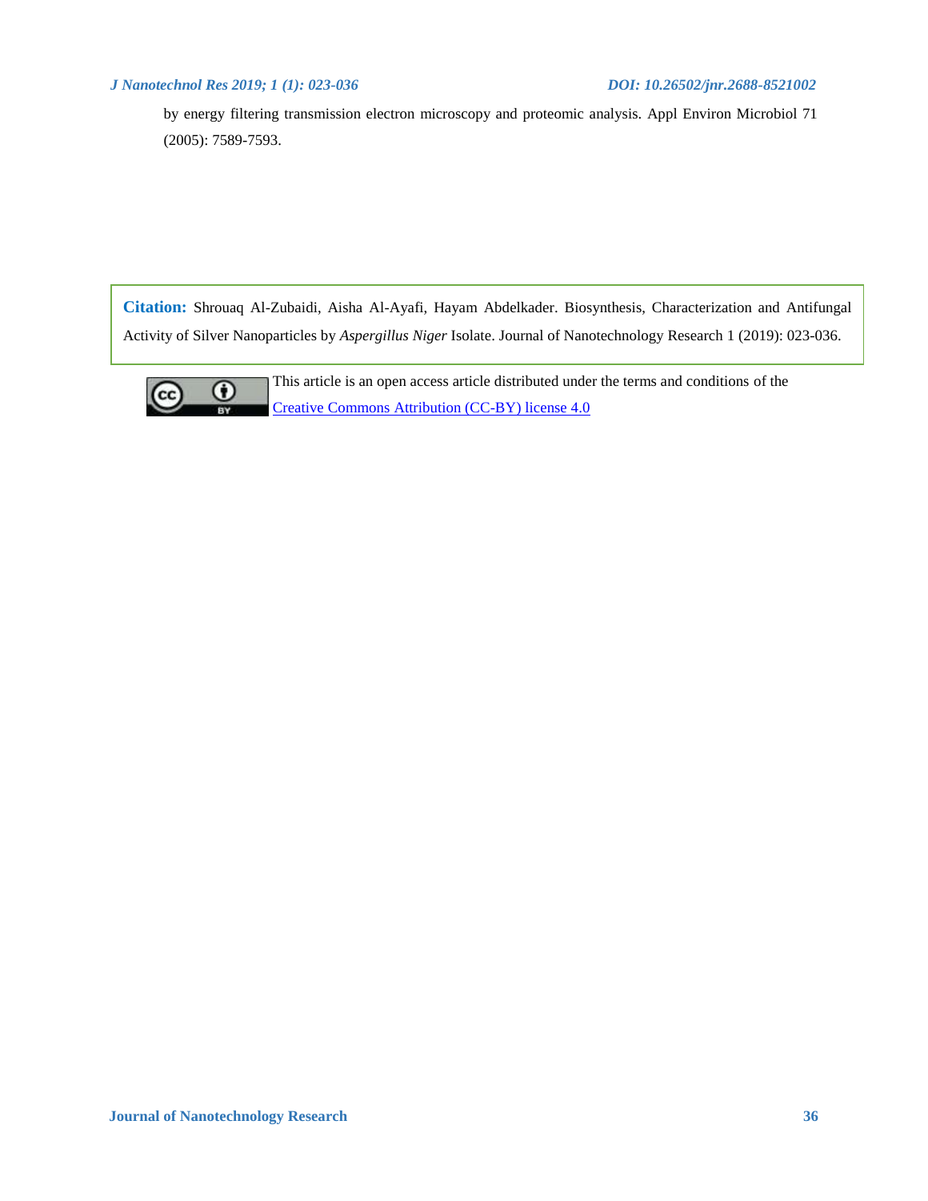by energy filtering transmission electron microscopy and proteomic analysis. Appl Environ Microbiol 71 (2005): 7589-7593.

**Citation:** Shrouaq Al-Zubaidi, Aisha Al-Ayafi, Hayam Abdelkader. Biosynthesis, Characterization and Antifungal Activity of Silver Nanoparticles by *Aspergillus Niger* Isolate. Journal of Nanotechnology Research 1 (2019): 023-036.

This article is an open access article distributed under the terms and conditions of the [Creative Commons Attribution (CC-BY) license 4.0]